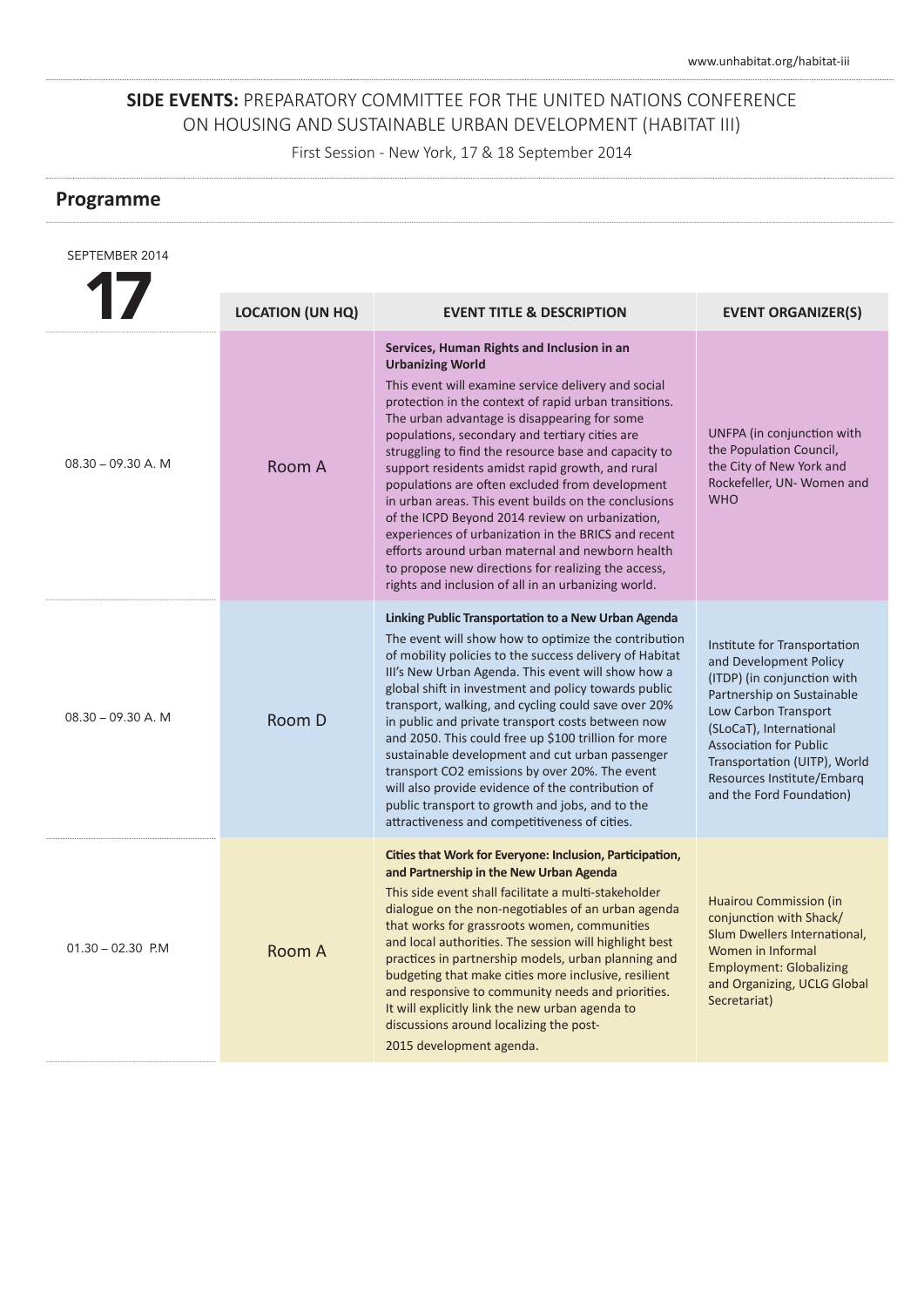**SIDE EVENTS:** PREPARATORY COMMITTEE FOR THE UNITED NATIONS CONFERENCE ON HOUSING AND SUSTAINABLE URBAN DEVELOPMENT (HABITAT III)

First Session - New York, 17 & 18 September 2014

## Programme

SEPTEMBER 2014

# 17

| | LOCATION (UN HQ) | EVENT TITLE & DESCRIPTION | EVENT ORGANIZER(S) |
|---|---|---|---|
| 08.30 – 09.30 A. M | Room A | **Services, Human Rights and Inclusion in an Urbanizing World**<br>This event will examine service delivery and social protection in the context of rapid urban transitions. The urban advantage is disappearing for some populations, secondary and tertiary cities are struggling to find the resource base and capacity to support residents amidst rapid growth, and rural populations are often excluded from development in urban areas. This event builds on the conclusions of the ICPD Beyond 2014 review on urbanization, experiences of urbanization in the BRICS and recent efforts around urban maternal and newborn health to propose new directions for realizing the access, rights and inclusion of all in an urbanizing world. | UNFPA (in conjunction with the Population Council, the City of New York and Rockefeller, UN- Women and WHO |
| 08.30 – 09.30 A. M | Room D | **Linking Public Transportation to a New Urban Agenda**<br>The event will show how to optimize the contribution of mobility policies to the success delivery of Habitat III's New Urban Agenda. This event will show how a global shift in investment and policy towards public transport, walking, and cycling could save over 20% in public and private transport costs between now and 2050. This could free up $100 trillion for more sustainable development and cut urban passenger transport CO2 emissions by over 20%. The event will also provide evidence of the contribution of public transport to growth and jobs, and to the attractiveness and competitiveness of cities. | Institute for Transportation and Development Policy (ITDP) (in conjunction with Partnership on Sustainable Low Carbon Transport (SLoCaT), International Association for Public Transportation (UITP), World Resources Institute/Embarq and the Ford Foundation) |
| 01.30 – 02.30 P.M | Room A | **Cities that Work for Everyone: Inclusion, Participation, and Partnership in the New Urban Agenda**<br>This side event shall facilitate a multi-stakeholder dialogue on the non-negotiables of an urban agenda that works for grassroots women, communities and local authorities. The session will highlight best practices in partnership models, urban planning and budgeting that make cities more inclusive, resilient and responsive to community needs and priorities. It will explicitly link the new urban agenda to discussions around localizing the post-2015 development agenda. | Huairou Commission (in conjunction with Shack/ Slum Dwellers International, Women in Informal Employment: Globalizing and Organizing, UCLG Global Secretariat) |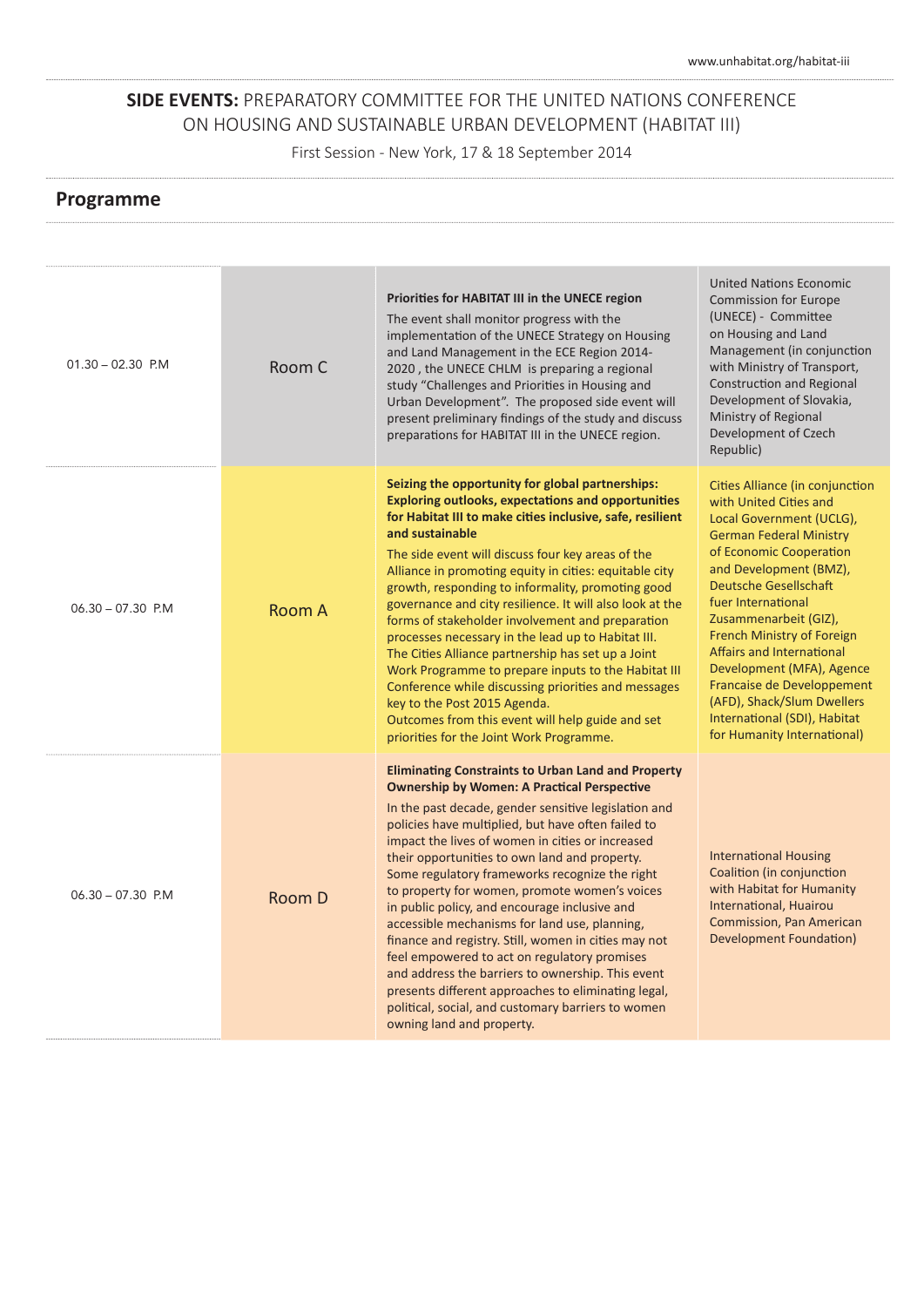**SIDE EVENTS:** PREPARATORY COMMITTEE FOR THE UNITED NATIONS CONFERENCE ON HOUSING AND SUSTAINABLE URBAN DEVELOPMENT (HABITAT III)

First Session - New York, 17 & 18 September 2014

## Programme

| Time | Room | Event | Organizer |
|---|---|---|---|
| 01.30 – 02.30 P.M | Room C | **Priorities for HABITAT III in the UNECE region**<br>The event shall monitor progress with the implementation of the UNECE Strategy on Housing and Land Management in the ECE Region 2014-2020 , the UNECE CHLM is preparing a regional study "Challenges and Priorities in Housing and Urban Development". The proposed side event will present preliminary findings of the study and discuss preparations for HABITAT III in the UNECE region. | United Nations Economic Commission for Europe (UNECE) - Committee on Housing and Land Management (in conjunction with Ministry of Transport, Construction and Regional Development of Slovakia, Ministry of Regional Development of Czech Republic) |
| 06.30 – 07.30 P.M | Room A | **Seizing the opportunity for global partnerships: Exploring outlooks, expectations and opportunities for Habitat III to make cities inclusive, safe, resilient and sustainable**<br>The side event will discuss four key areas of the Alliance in promoting equity in cities: equitable city growth, responding to informality, promoting good governance and city resilience. It will also look at the forms of stakeholder involvement and preparation processes necessary in the lead up to Habitat III. The Cities Alliance partnership has set up a Joint Work Programme to prepare inputs to the Habitat III Conference while discussing priorities and messages key to the Post 2015 Agenda.<br>Outcomes from this event will help guide and set priorities for the Joint Work Programme. | Cities Alliance (in conjunction with United Cities and Local Government (UCLG), German Federal Ministry of Economic Cooperation and Development (BMZ), Deutsche Gesellschaft fuer International Zusammenarbeit (GIZ), French Ministry of Foreign Affairs and International Development (MFA), Agence Francaise de Developpement (AFD), Shack/Slum Dwellers International (SDI), Habitat for Humanity International) |
| 06.30 – 07.30 P.M | Room D | **Eliminating Constraints to Urban Land and Property Ownership by Women: A Practical Perspective**<br>In the past decade, gender sensitive legislation and policies have multiplied, but have often failed to impact the lives of women in cities or increased their opportunities to own land and property. Some regulatory frameworks recognize the right to property for women, promote women's voices in public policy, and encourage inclusive and accessible mechanisms for land use, planning, finance and registry. Still, women in cities may not feel empowered to act on regulatory promises and address the barriers to ownership. This event presents different approaches to eliminating legal, political, social, and customary barriers to women owning land and property. | International Housing Coalition (in conjunction with Habitat for Humanity International, Huairou Commission, Pan American Development Foundation) |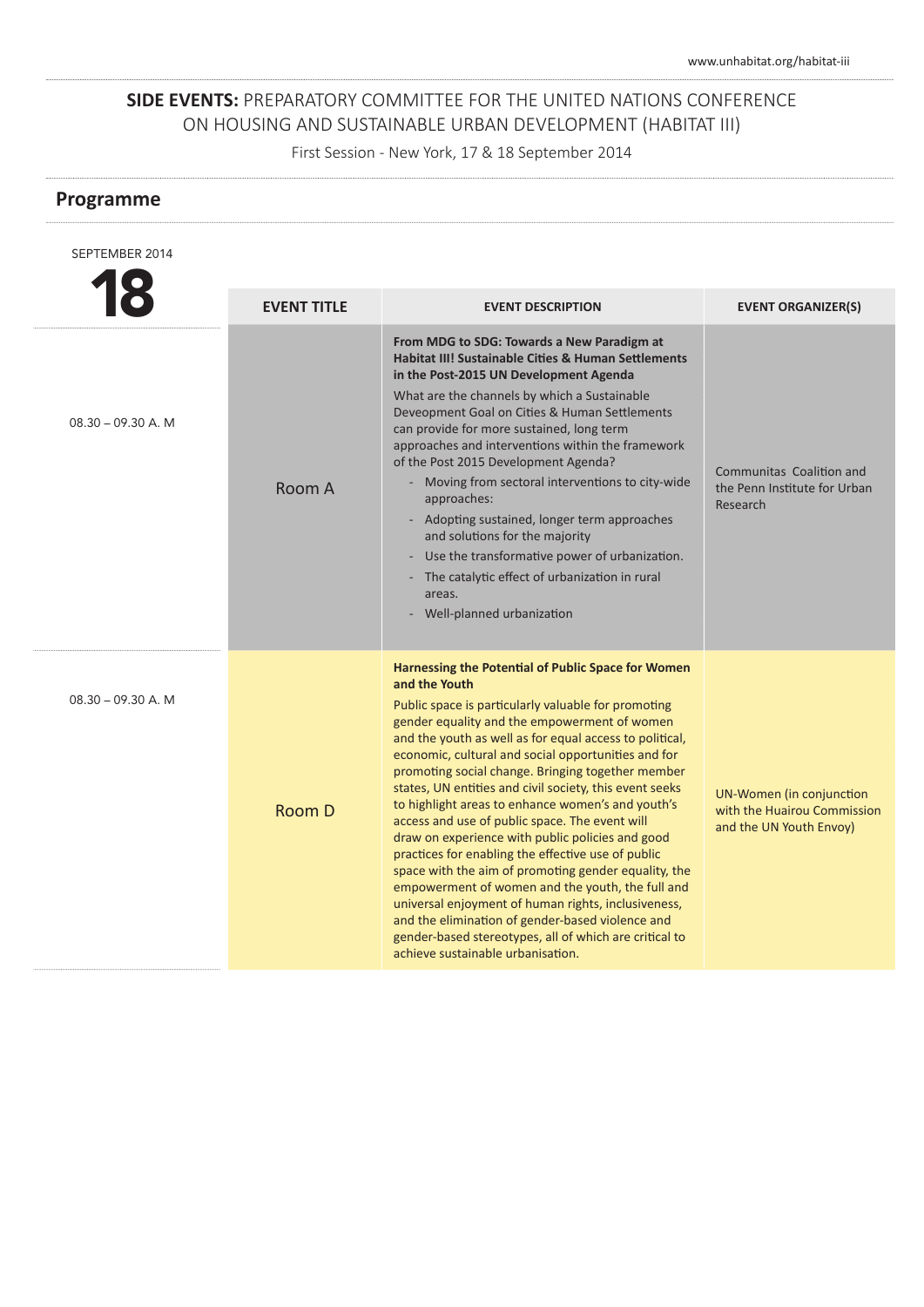**SIDE EVENTS:** PREPARATORY COMMITTEE FOR THE UNITED NATIONS CONFERENCE ON HOUSING AND SUSTAINABLE URBAN DEVELOPMENT (HABITAT III)

First Session - New York, 17 & 18 September 2014

## Programme

SEPTEMBER 2014

# 18

| | EVENT TITLE | EVENT DESCRIPTION | EVENT ORGANIZER(S) |
|---|---|---|---|
| 08.30 – 09.30 A. M | Room A | **From MDG to SDG: Towards a New Paradigm at Habitat III! Sustainable Cities & Human Settlements in the Post-2015 UN Development Agenda**<br>What are the channels by which a Sustainable Deveopment Goal on Cities & Human Settlements can provide for more sustained, long term approaches and interventions within the framework of the Post 2015 Development Agenda?<br>- Moving from sectoral interventions to city-wide approaches:<br>- Adopting sustained, longer term approaches and solutions for the majority<br>- Use the transformative power of urbanization.<br>- The catalytic effect of urbanization in rural areas.<br>- Well-planned urbanization | Communitas Coalition and the Penn Institute for Urban Research |
| 08.30 – 09.30 A. M | Room D | **Harnessing the Potential of Public Space for Women and the Youth**<br>Public space is particularly valuable for promoting gender equality and the empowerment of women and the youth as well as for equal access to political, economic, cultural and social opportunities and for promoting social change. Bringing together member states, UN entities and civil society, this event seeks to highlight areas to enhance women's and youth's access and use of public space. The event will draw on experience with public policies and good practices for enabling the effective use of public space with the aim of promoting gender equality, the empowerment of women and the youth, the full and universal enjoyment of human rights, inclusiveness, and the elimination of gender-based violence and gender-based stereotypes, all of which are critical to achieve sustainable urbanisation. | UN-Women (in conjunction with the Huairou Commission and the UN Youth Envoy) |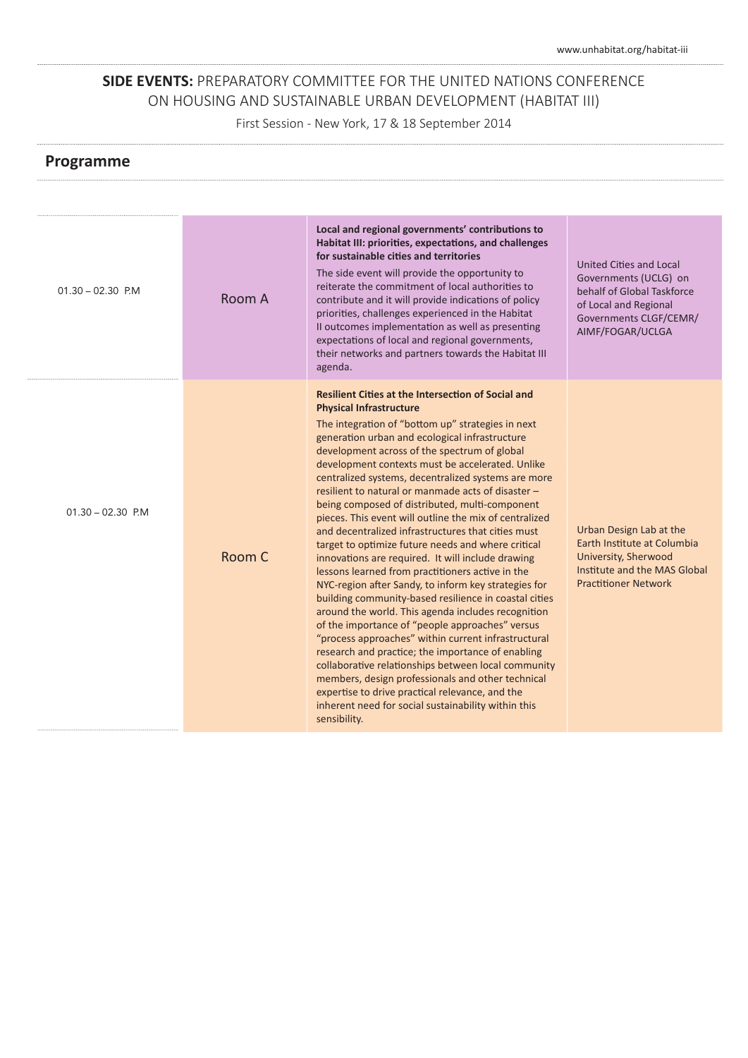## **SIDE EVENTS:** PREPARATORY COMMITTEE FOR THE UNITED NATIONS CONFERENCE ON HOUSING AND SUSTAINABLE URBAN DEVELOPMENT (HABITAT III)

First Session - New York, 17 & 18 September 2014

## Programme

| | | | |
|---|---|---|---|
| 01.30 – 02.30 P.M | Room A | **Local and regional governments' contributions to Habitat III: priorities, expectations, and challenges for sustainable cities and territories**<br>The side event will provide the opportunity to reiterate the commitment of local authorities to contribute and it will provide indications of policy priorities, challenges experienced in the Habitat II outcomes implementation as well as presenting expectations of local and regional governments, their networks and partners towards the Habitat III agenda. | United Cities and Local Governments (UCLG) on behalf of Global Taskforce of Local and Regional Governments CLGF/CEMR/ AIMF/FOGAR/UCLGA |
| 01.30 – 02.30 P.M | Room C | **Resilient Cities at the Intersection of Social and Physical Infrastructure**<br>The integration of "bottom up" strategies in next generation urban and ecological infrastructure development across of the spectrum of global development contexts must be accelerated. Unlike centralized systems, decentralized systems are more resilient to natural or manmade acts of disaster – being composed of distributed, multi-component pieces. This event will outline the mix of centralized and decentralized infrastructures that cities must target to optimize future needs and where critical innovations are required. It will include drawing lessons learned from practitioners active in the NYC-region after Sandy, to inform key strategies for building community-based resilience in coastal cities around the world. This agenda includes recognition of the importance of "people approaches" versus "process approaches" within current infrastructural research and practice; the importance of enabling collaborative relationships between local community members, design professionals and other technical expertise to drive practical relevance, and the inherent need for social sustainability within this sensibility. | Urban Design Lab at the Earth Institute at Columbia University, Sherwood Institute and the MAS Global Practitioner Network |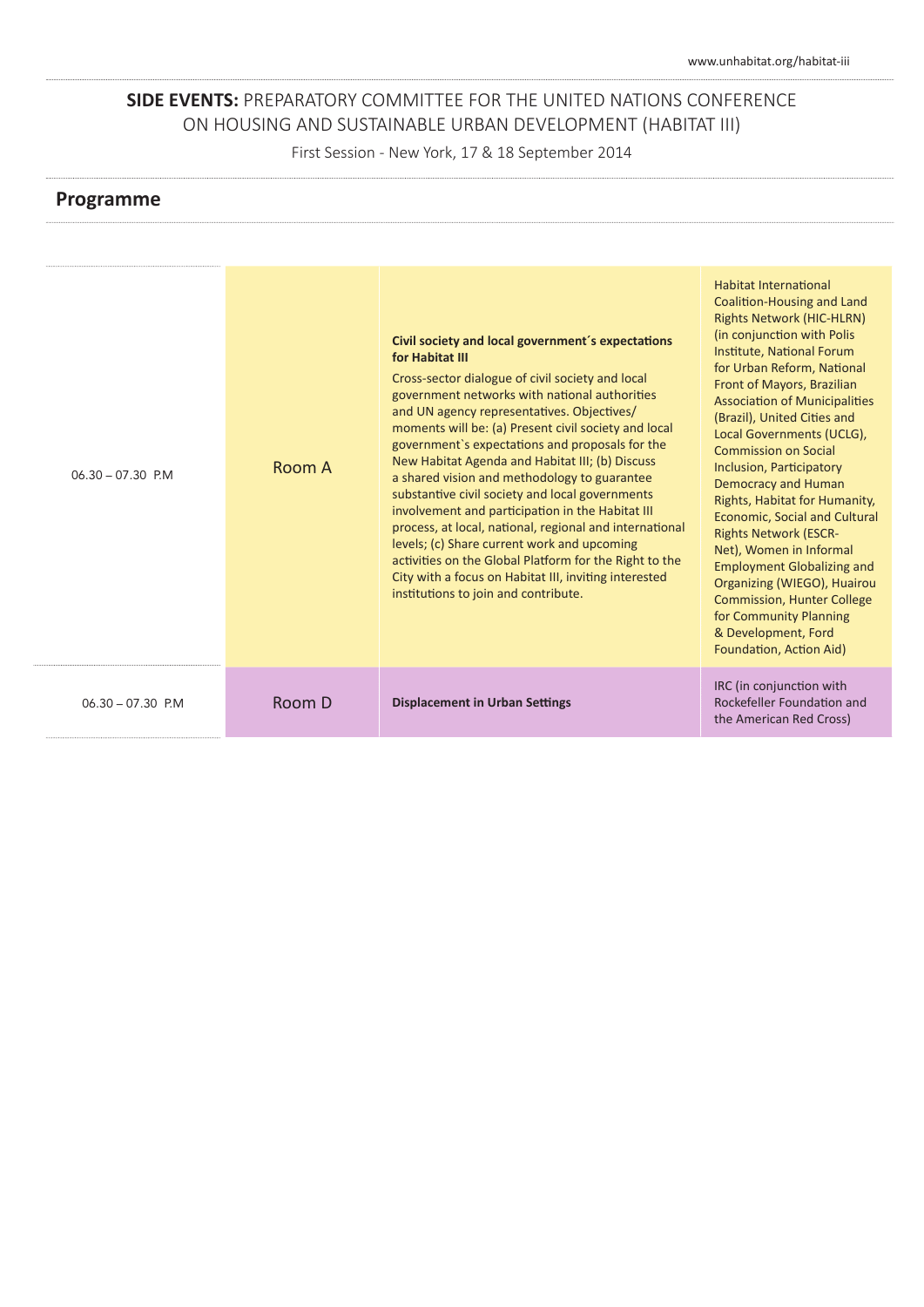## SIDE EVENTS: PREPARATORY COMMITTEE FOR THE UNITED NATIONS CONFERENCE ON HOUSING AND SUSTAINABLE URBAN DEVELOPMENT (HABITAT III)

First Session - New York, 17 & 18 September 2014

## Programme

| | | | |
|---|---|---|---|
| 06.30 – 07.30 P.M | Room A | **Civil society and local government´s expectations for Habitat III**<br>Cross-sector dialogue of civil society and local government networks with national authorities and UN agency representatives. Objectives/ moments will be: (a) Present civil society and local government`s expectations and proposals for the New Habitat Agenda and Habitat III; (b) Discuss a shared vision and methodology to guarantee substantive civil society and local governments involvement and participation in the Habitat III process, at local, national, regional and international levels; (c) Share current work and upcoming activities on the Global Platform for the Right to the City with a focus on Habitat III, inviting interested institutions to join and contribute. | Habitat International Coalition-Housing and Land Rights Network (HIC-HLRN) (in conjunction with Polis Institute, National Forum for Urban Reform, National Front of Mayors, Brazilian Association of Municipalities (Brazil), United Cities and Local Governments (UCLG), Commission on Social Inclusion, Participatory Democracy and Human Rights, Habitat for Humanity, Economic, Social and Cultural Rights Network (ESCR-Net), Women in Informal Employment Globalizing and Organizing (WIEGO), Huairou Commission, Hunter College for Community Planning & Development, Ford Foundation, Action Aid) |
| 06.30 – 07.30 P.M | Room D | **Displacement in Urban Settings** | IRC (in conjunction with Rockefeller Foundation and the American Red Cross) |